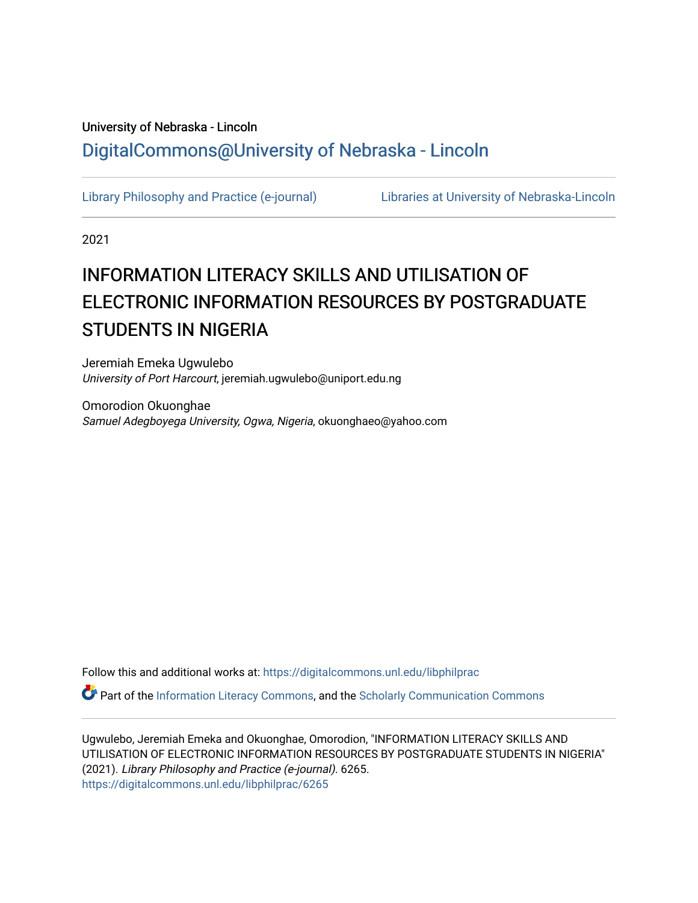University of Nebraska - Lincoln

DigitalCommons@University of Nebraska - Lincoln

Library Philosophy and Practice (e-journal) | Libraries at University of Nebraska-Lincoln

2021

# INFORMATION LITERACY SKILLS AND UTILISATION OF ELECTRONIC INFORMATION RESOURCES BY POSTGRADUATE STUDENTS IN NIGERIA

Jeremiah Emeka Ugwulebo
*University of Port Harcourt*, jeremiah.ugwulebo@uniport.edu.ng

Omorodion Okuonghae
*Samuel Adegboyega University, Ogwa, Nigeria*, okuonghaeo@yahoo.com

Follow this and additional works at: https://digitalcommons.unl.edu/libphilprac

Part of the Information Literacy Commons, and the Scholarly Communication Commons

Ugwulebo, Jeremiah Emeka and Okuonghae, Omorodion, "INFORMATION LITERACY SKILLS AND UTILISATION OF ELECTRONIC INFORMATION RESOURCES BY POSTGRADUATE STUDENTS IN NIGERIA" (2021). *Library Philosophy and Practice (e-journal)*. 6265.
https://digitalcommons.unl.edu/libphilprac/6265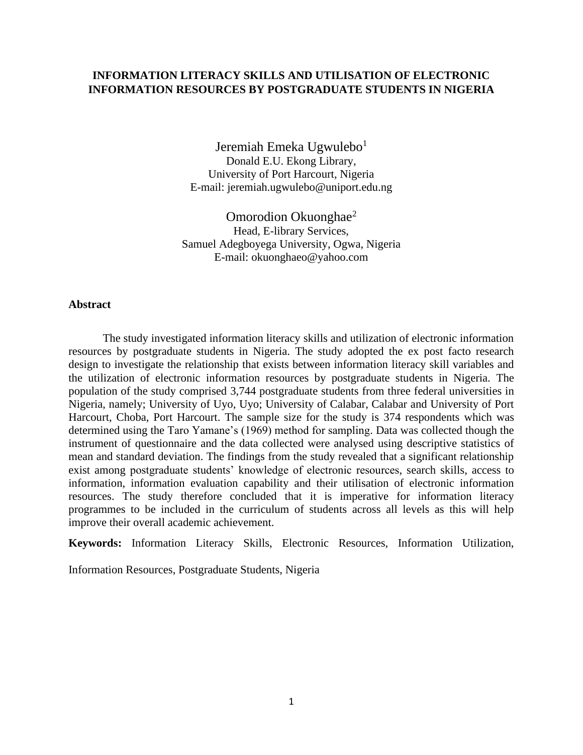# INFORMATION LITERACY SKILLS AND UTILISATION OF ELECTRONIC INFORMATION RESOURCES BY POSTGRADUATE STUDENTS IN NIGERIA

Jeremiah Emeka Ugwulebo[1]
Donald E.U. Ekong Library,
University of Port Harcourt, Nigeria
E-mail: jeremiah.ugwulebo@uniport.edu.ng

Omorodion Okuonghae[2]
Head, E-library Services,
Samuel Adegboyega University, Ogwa, Nigeria
E-mail: okuonghaeo@yahoo.com

## Abstract

The study investigated information literacy skills and utilization of electronic information resources by postgraduate students in Nigeria. The study adopted the ex post facto research design to investigate the relationship that exists between information literacy skill variables and the utilization of electronic information resources by postgraduate students in Nigeria. The population of the study comprised 3,744 postgraduate students from three federal universities in Nigeria, namely; University of Uyo, Uyo; University of Calabar, Calabar and University of Port Harcourt, Choba, Port Harcourt. The sample size for the study is 374 respondents which was determined using the Taro Yamane's (1969) method for sampling. Data was collected though the instrument of questionnaire and the data collected were analysed using descriptive statistics of mean and standard deviation. The findings from the study revealed that a significant relationship exist among postgraduate students' knowledge of electronic resources, search skills, access to information, information evaluation capability and their utilisation of electronic information resources. The study therefore concluded that it is imperative for information literacy programmes to be included in the curriculum of students across all levels as this will help improve their overall academic achievement.

**Keywords:** Information Literacy Skills, Electronic Resources, Information Utilization, Information Resources, Postgraduate Students, Nigeria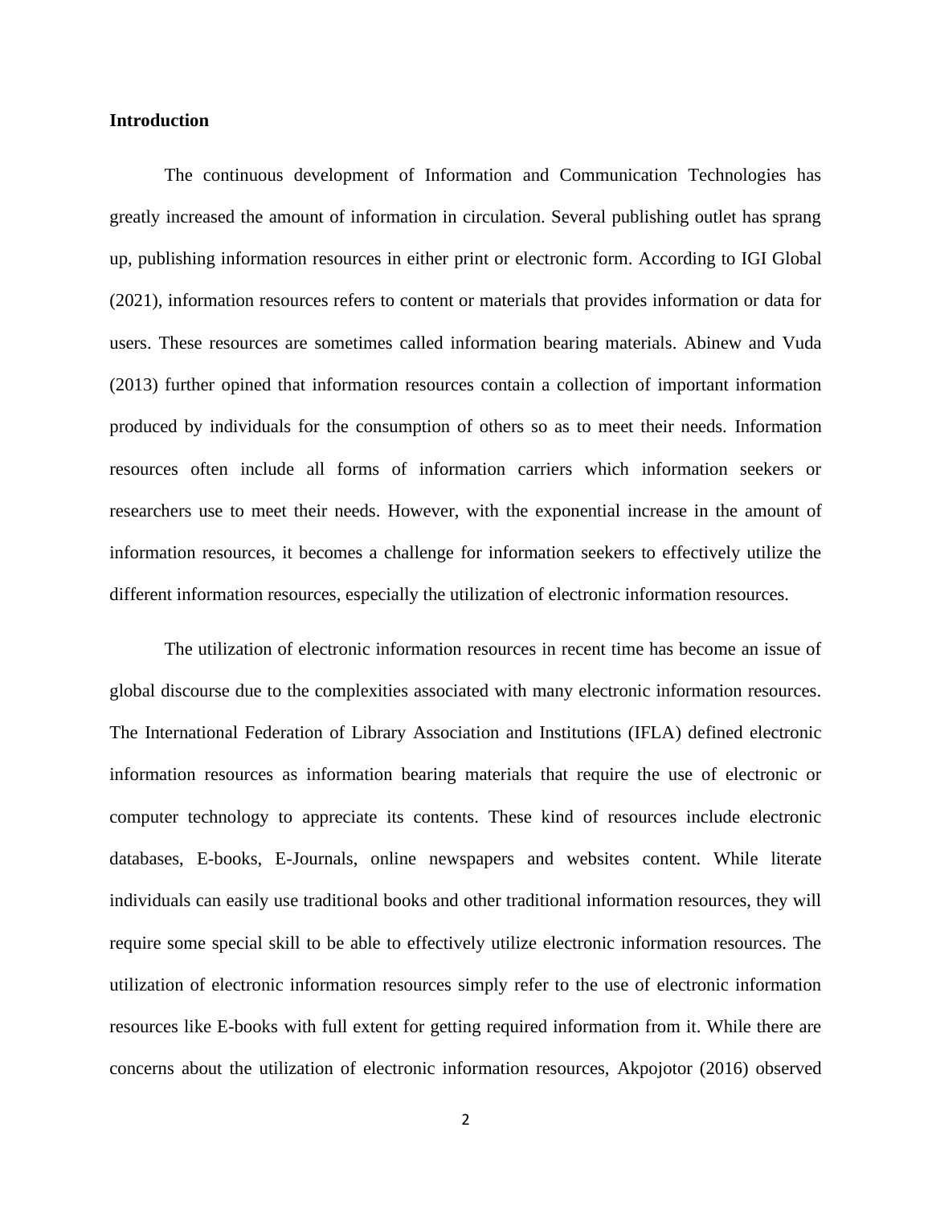**Introduction**

The continuous development of Information and Communication Technologies has greatly increased the amount of information in circulation. Several publishing outlet has sprang up, publishing information resources in either print or electronic form. According to IGI Global (2021), information resources refers to content or materials that provides information or data for users. These resources are sometimes called information bearing materials. Abinew and Vuda (2013) further opined that information resources contain a collection of important information produced by individuals for the consumption of others so as to meet their needs. Information resources often include all forms of information carriers which information seekers or researchers use to meet their needs. However, with the exponential increase in the amount of information resources, it becomes a challenge for information seekers to effectively utilize the different information resources, especially the utilization of electronic information resources.

The utilization of electronic information resources in recent time has become an issue of global discourse due to the complexities associated with many electronic information resources. The International Federation of Library Association and Institutions (IFLA) defined electronic information resources as information bearing materials that require the use of electronic or computer technology to appreciate its contents. These kind of resources include electronic databases, E-books, E-Journals, online newspapers and websites content. While literate individuals can easily use traditional books and other traditional information resources, they will require some special skill to be able to effectively utilize electronic information resources. The utilization of electronic information resources simply refer to the use of electronic information resources like E-books with full extent for getting required information from it. While there are concerns about the utilization of electronic information resources, Akpojotor (2016) observed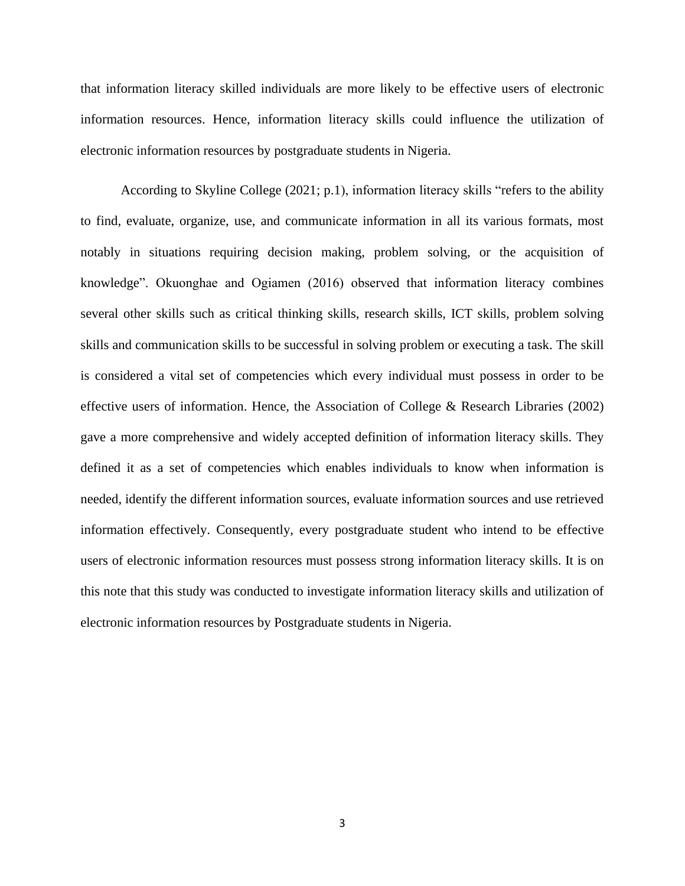that information literacy skilled individuals are more likely to be effective users of electronic information resources. Hence, information literacy skills could influence the utilization of electronic information resources by postgraduate students in Nigeria.

According to Skyline College (2021; p.1), information literacy skills “refers to the ability to find, evaluate, organize, use, and communicate information in all its various formats, most notably in situations requiring decision making, problem solving, or the acquisition of knowledge”. Okuonghae and Ogiamen (2016) observed that information literacy combines several other skills such as critical thinking skills, research skills, ICT skills, problem solving skills and communication skills to be successful in solving problem or executing a task. The skill is considered a vital set of competencies which every individual must possess in order to be effective users of information. Hence, the Association of College & Research Libraries (2002) gave a more comprehensive and widely accepted definition of information literacy skills. They defined it as a set of competencies which enables individuals to know when information is needed, identify the different information sources, evaluate information sources and use retrieved information effectively. Consequently, every postgraduate student who intend to be effective users of electronic information resources must possess strong information literacy skills. It is on this note that this study was conducted to investigate information literacy skills and utilization of electronic information resources by Postgraduate students in Nigeria.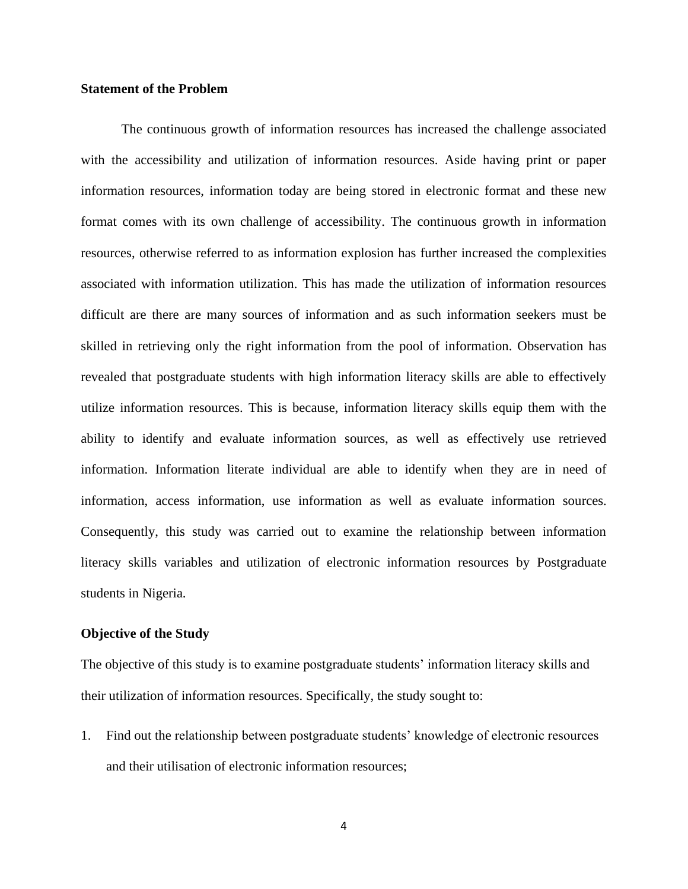**Statement of the Problem**

The continuous growth of information resources has increased the challenge associated with the accessibility and utilization of information resources. Aside having print or paper information resources, information today are being stored in electronic format and these new format comes with its own challenge of accessibility. The continuous growth in information resources, otherwise referred to as information explosion has further increased the complexities associated with information utilization. This has made the utilization of information resources difficult are there are many sources of information and as such information seekers must be skilled in retrieving only the right information from the pool of information. Observation has revealed that postgraduate students with high information literacy skills are able to effectively utilize information resources. This is because, information literacy skills equip them with the ability to identify and evaluate information sources, as well as effectively use retrieved information. Information literate individual are able to identify when they are in need of information, access information, use information as well as evaluate information sources. Consequently, this study was carried out to examine the relationship between information literacy skills variables and utilization of electronic information resources by Postgraduate students in Nigeria.

**Objective of the Study**

The objective of this study is to examine postgraduate students' information literacy skills and their utilization of information resources. Specifically, the study sought to:

1. Find out the relationship between postgraduate students' knowledge of electronic resources and their utilisation of electronic information resources;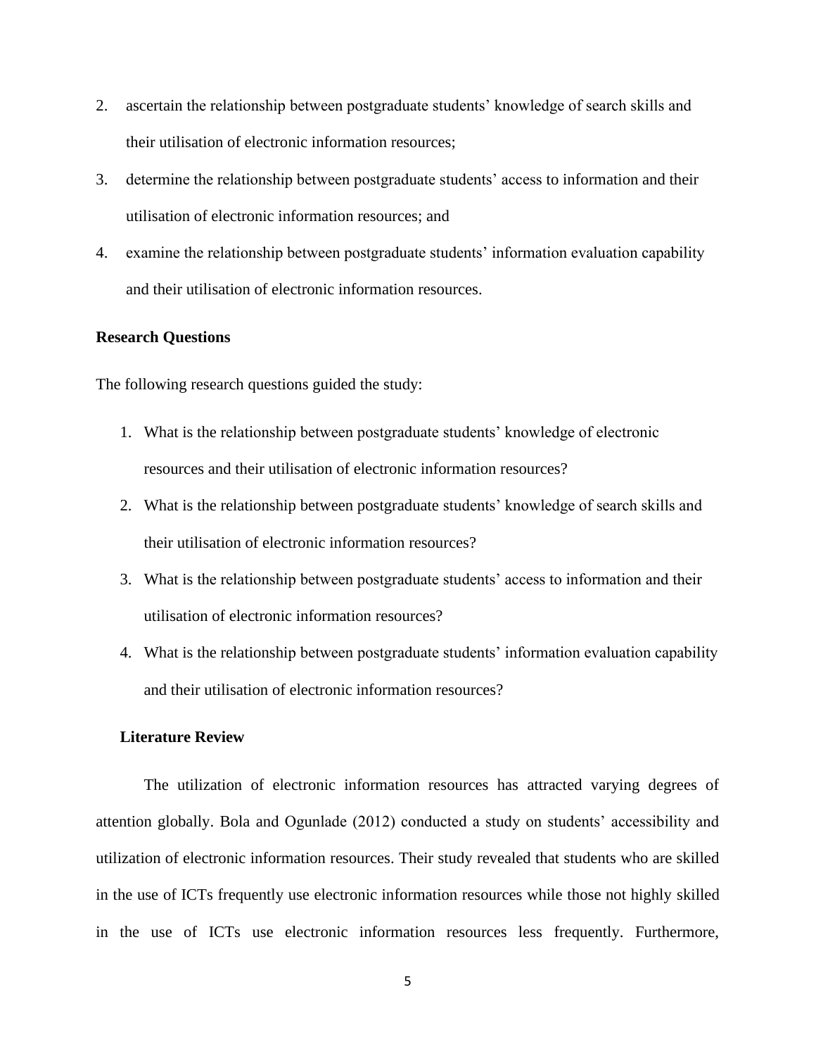2. ascertain the relationship between postgraduate students' knowledge of search skills and their utilisation of electronic information resources;
3. determine the relationship between postgraduate students' access to information and their utilisation of electronic information resources; and
4. examine the relationship between postgraduate students' information evaluation capability and their utilisation of electronic information resources.

**Research Questions**

The following research questions guided the study:

1. What is the relationship between postgraduate students' knowledge of electronic resources and their utilisation of electronic information resources?
2. What is the relationship between postgraduate students' knowledge of search skills and their utilisation of electronic information resources?
3. What is the relationship between postgraduate students' access to information and their utilisation of electronic information resources?
4. What is the relationship between postgraduate students' information evaluation capability and their utilisation of electronic information resources?

**Literature Review**

The utilization of electronic information resources has attracted varying degrees of attention globally. Bola and Ogunlade (2012) conducted a study on students' accessibility and utilization of electronic information resources. Their study revealed that students who are skilled in the use of ICTs frequently use electronic information resources while those not highly skilled in the use of ICTs use electronic information resources less frequently. Furthermore,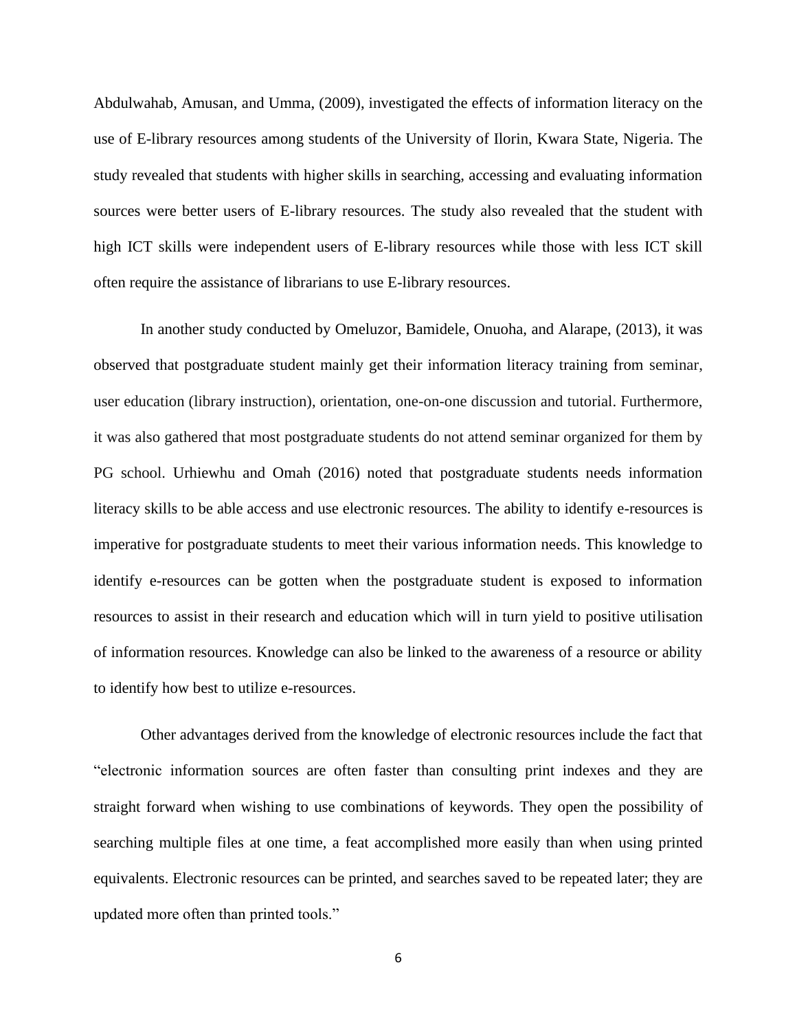Abdulwahab, Amusan, and Umma, (2009), investigated the effects of information literacy on the use of E-library resources among students of the University of Ilorin, Kwara State, Nigeria. The study revealed that students with higher skills in searching, accessing and evaluating information sources were better users of E-library resources. The study also revealed that the student with high ICT skills were independent users of E-library resources while those with less ICT skill often require the assistance of librarians to use E-library resources.

In another study conducted by Omeluzor, Bamidele, Onuoha, and Alarape, (2013), it was observed that postgraduate student mainly get their information literacy training from seminar, user education (library instruction), orientation, one-on-one discussion and tutorial. Furthermore, it was also gathered that most postgraduate students do not attend seminar organized for them by PG school. Urhiewhu and Omah (2016) noted that postgraduate students needs information literacy skills to be able access and use electronic resources. The ability to identify e-resources is imperative for postgraduate students to meet their various information needs. This knowledge to identify e-resources can be gotten when the postgraduate student is exposed to information resources to assist in their research and education which will in turn yield to positive utilisation of information resources. Knowledge can also be linked to the awareness of a resource or ability to identify how best to utilize e-resources.

Other advantages derived from the knowledge of electronic resources include the fact that "electronic information sources are often faster than consulting print indexes and they are straight forward when wishing to use combinations of keywords. They open the possibility of searching multiple files at one time, a feat accomplished more easily than when using printed equivalents. Electronic resources can be printed, and searches saved to be repeated later; they are updated more often than printed tools."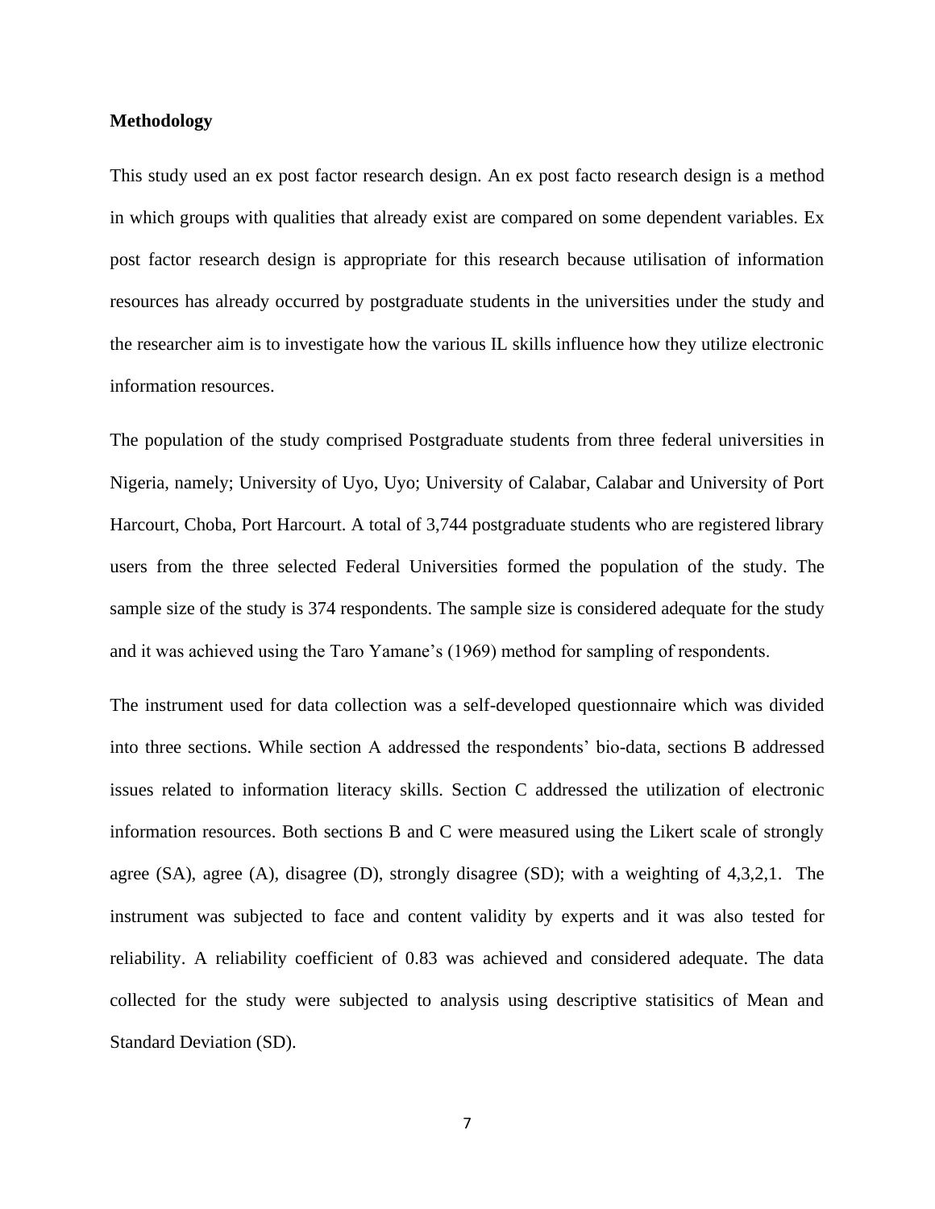**Methodology**

This study used an ex post factor research design. An ex post facto research design is a method in which groups with qualities that already exist are compared on some dependent variables. Ex post factor research design is appropriate for this research because utilisation of information resources has already occurred by postgraduate students in the universities under the study and the researcher aim is to investigate how the various IL skills influence how they utilize electronic information resources.

The population of the study comprised Postgraduate students from three federal universities in Nigeria, namely; University of Uyo, Uyo; University of Calabar, Calabar and University of Port Harcourt, Choba, Port Harcourt. A total of 3,744 postgraduate students who are registered library users from the three selected Federal Universities formed the population of the study. The sample size of the study is 374 respondents. The sample size is considered adequate for the study and it was achieved using the Taro Yamane's (1969) method for sampling of respondents.

The instrument used for data collection was a self-developed questionnaire which was divided into three sections. While section A addressed the respondents' bio-data, sections B addressed issues related to information literacy skills. Section C addressed the utilization of electronic information resources. Both sections B and C were measured using the Likert scale of strongly agree (SA), agree (A), disagree (D), strongly disagree (SD); with a weighting of 4,3,2,1. The instrument was subjected to face and content validity by experts and it was also tested for reliability. A reliability coefficient of 0.83 was achieved and considered adequate. The data collected for the study were subjected to analysis using descriptive statisitics of Mean and Standard Deviation (SD).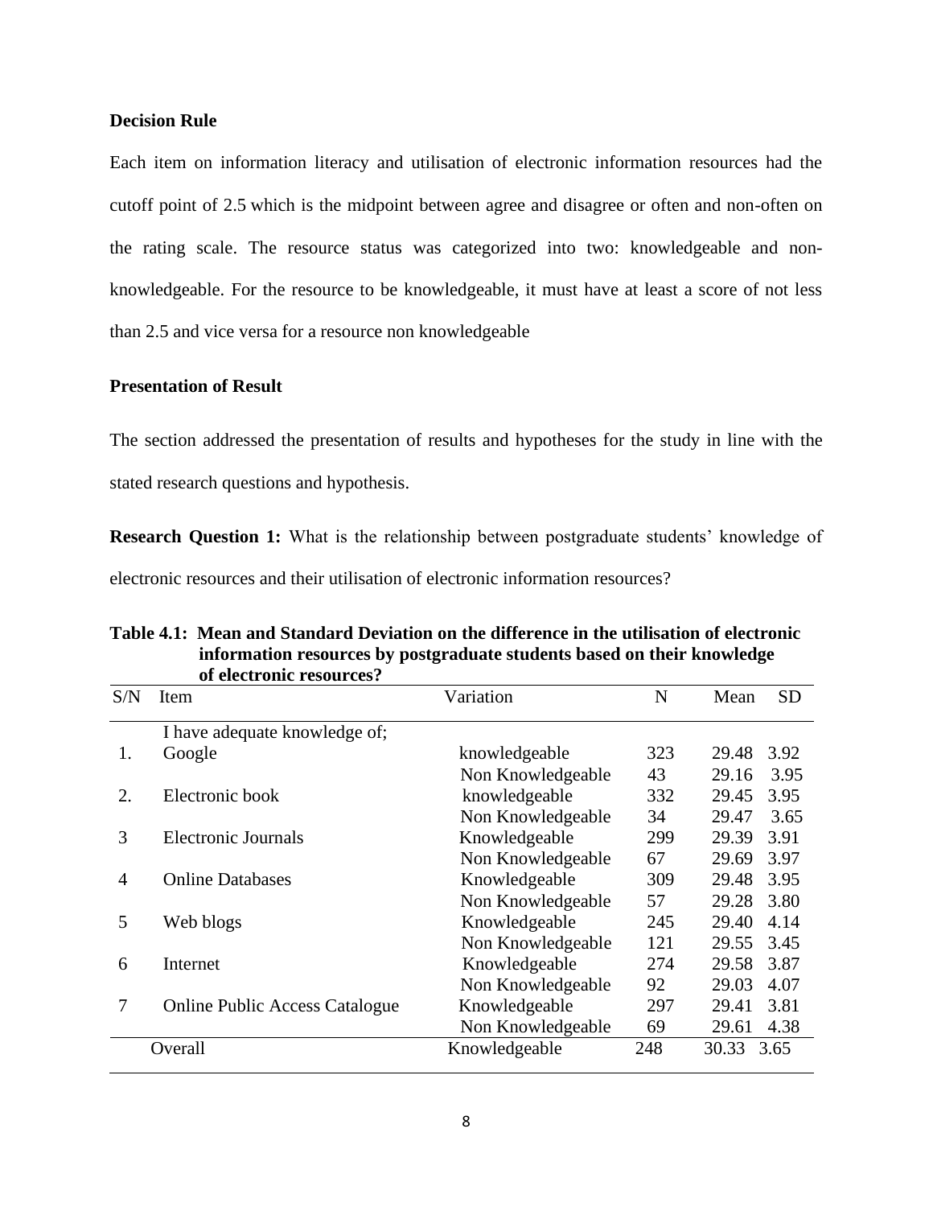**Decision Rule**

Each item on information literacy and utilisation of electronic information resources had the cutoff point of 2.5 which is the midpoint between agree and disagree or often and non-often on the rating scale. The resource status was categorized into two: knowledgeable and non-knowledgeable. For the resource to be knowledgeable, it must have at least a score of not less than 2.5 and vice versa for a resource non knowledgeable

**Presentation of Result**

The section addressed the presentation of results and hypotheses for the study in line with the stated research questions and hypothesis.

**Research Question 1:** What is the relationship between postgraduate students' knowledge of electronic resources and their utilisation of electronic information resources?

**Table 4.1: Mean and Standard Deviation on the difference in the utilisation of electronic information resources by postgraduate students based on their knowledge of electronic resources?**

| S/N | Item | Variation | N | Mean | SD |
|---|---|---|---|---|---|
| | I have adequate knowledge of; | | | | |
| 1. | Google | knowledgeable | 323 | 29.48 | 3.92 |
| | | Non Knowledgeable | 43 | 29.16 | 3.95 |
| 2. | Electronic book | knowledgeable | 332 | 29.45 | 3.95 |
| | | Non Knowledgeable | 34 | 29.47 | 3.65 |
| 3 | Electronic Journals | Knowledgeable | 299 | 29.39 | 3.91 |
| | | Non Knowledgeable | 67 | 29.69 | 3.97 |
| 4 | Online Databases | Knowledgeable | 309 | 29.48 | 3.95 |
| | | Non Knowledgeable | 57 | 29.28 | 3.80 |
| 5 | Web blogs | Knowledgeable | 245 | 29.40 | 4.14 |
| | | Non Knowledgeable | 121 | 29.55 | 3.45 |
| 6 | Internet | Knowledgeable | 274 | 29.58 | 3.87 |
| | | Non Knowledgeable | 92 | 29.03 | 4.07 |
| 7 | Online Public Access Catalogue | Knowledgeable | 297 | 29.41 | 3.81 |
| | | Non Knowledgeable | 69 | 29.61 | 4.38 |
| | Overall | Knowledgeable | 248 | 30.33 | 3.65 |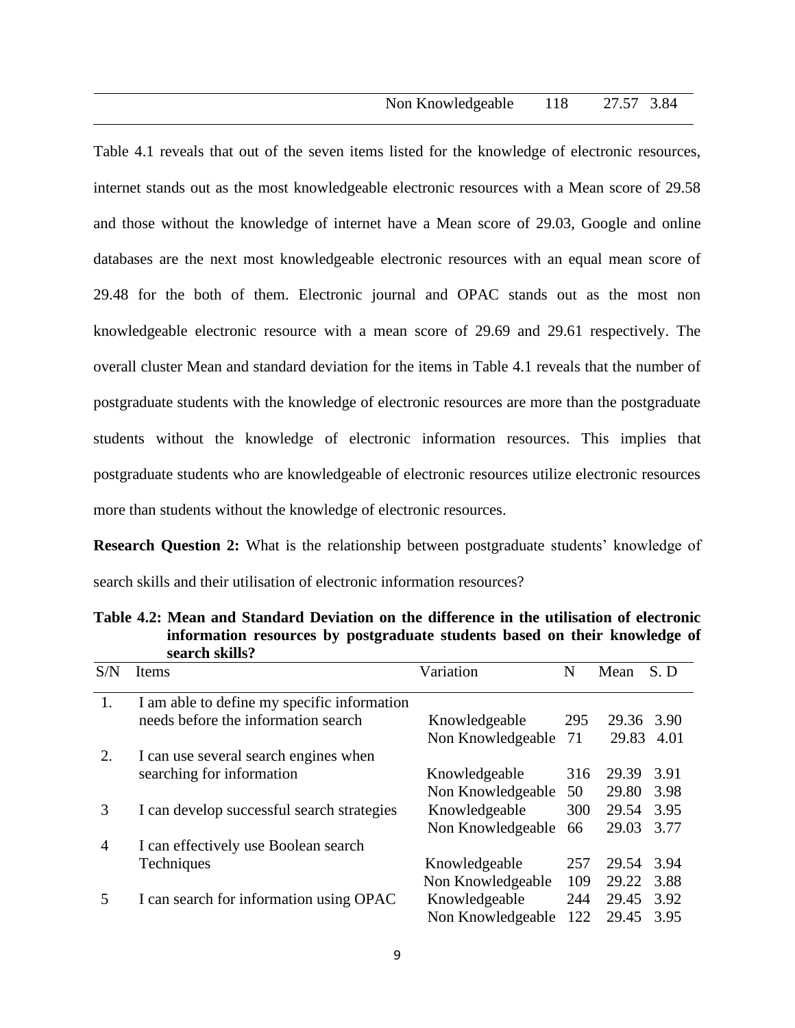| | | Non Knowledgeable | 118 | 27.57 | 3.84 |
|---|---|---|---|---|---|

Table 4.1 reveals that out of the seven items listed for the knowledge of electronic resources, internet stands out as the most knowledgeable electronic resources with a Mean score of 29.58 and those without the knowledge of internet have a Mean score of 29.03, Google and online databases are the next most knowledgeable electronic resources with an equal mean score of 29.48 for the both of them. Electronic journal and OPAC stands out as the most non knowledgeable electronic resource with a mean score of 29.69 and 29.61 respectively. The overall cluster Mean and standard deviation for the items in Table 4.1 reveals that the number of postgraduate students with the knowledge of electronic resources are more than the postgraduate students without the knowledge of electronic information resources. This implies that postgraduate students who are knowledgeable of electronic resources utilize electronic resources more than students without the knowledge of electronic resources.

**Research Question 2:** What is the relationship between postgraduate students' knowledge of search skills and their utilisation of electronic information resources?

**Table 4.2: Mean and Standard Deviation on the difference in the utilisation of electronic information resources by postgraduate students based on their knowledge of search skills?**

| S/N | Items | Variation | N | Mean | S. D |
|---|---|---|---|---|---|
| 1. | I am able to define my specific information needs before the information search | Knowledgeable | 295 | 29.36 | 3.90 |
| | | Non Knowledgeable | 71 | 29.83 | 4.01 |
| 2. | I can use several search engines when searching for information | Knowledgeable | 316 | 29.39 | 3.91 |
| | | Non Knowledgeable | 50 | 29.80 | 3.98 |
| 3 | I can develop successful search strategies | Knowledgeable | 300 | 29.54 | 3.95 |
| | | Non Knowledgeable | 66 | 29.03 | 3.77 |
| 4 | I can effectively use Boolean search Techniques | Knowledgeable | 257 | 29.54 | 3.94 |
| | | Non Knowledgeable | 109 | 29.22 | 3.88 |
| 5 | I can search for information using OPAC | Knowledgeable | 244 | 29.45 | 3.92 |
| | | Non Knowledgeable | 122 | 29.45 | 3.95 |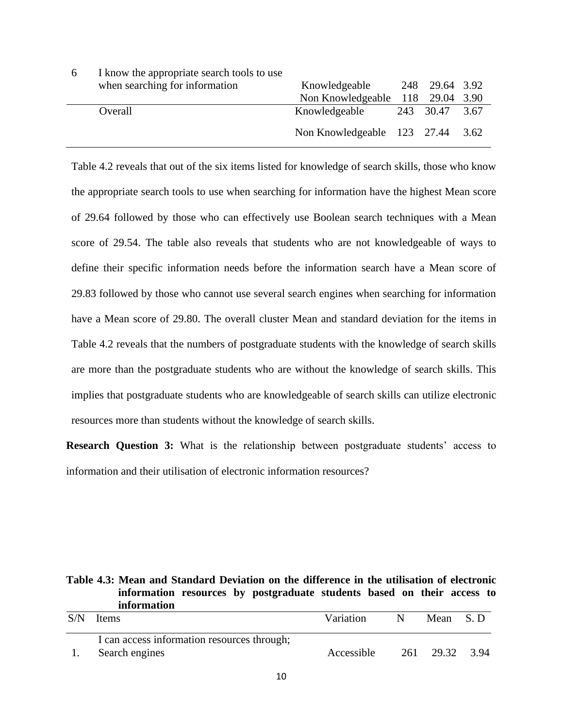| | | | | | |
|---|---|---|---|---|---|
| 6 | I know the appropriate search tools to use when searching for information | Knowledgeable | 248 | 29.64 | 3.92 |
| | | Non Knowledgeable | 118 | 29.04 | 3.90 |
| | Overall | Knowledgeable | 243 | 30.47 | 3.67 |
| | | Non Knowledgeable | 123 | 27.44 | 3.62 |

Table 4.2 reveals that out of the six items listed for knowledge of search skills, those who know the appropriate search tools to use when searching for information have the highest Mean score of 29.64 followed by those who can effectively use Boolean search techniques with a Mean score of 29.54. The table also reveals that students who are not knowledgeable of ways to define their specific information needs before the information search have a Mean score of 29.83 followed by those who cannot use several search engines when searching for information have a Mean score of 29.80. The overall cluster Mean and standard deviation for the items in Table 4.2 reveals that the numbers of postgraduate students with the knowledge of search skills are more than the postgraduate students who are without the knowledge of search skills. This implies that postgraduate students who are knowledgeable of search skills can utilize electronic resources more than students without the knowledge of search skills.

**Research Question 3:** What is the relationship between postgraduate students' access to information and their utilisation of electronic information resources?

**Table 4.3: Mean and Standard Deviation on the difference in the utilisation of electronic information resources by postgraduate students based on their access to information**

| S/N | Items | Variation | N | Mean | S. D |
|---|---|---|---|---|---|
| | I can access information resources through; | | | | |
| 1. | Search engines | Accessible | 261 | 29.32 | 3.94 |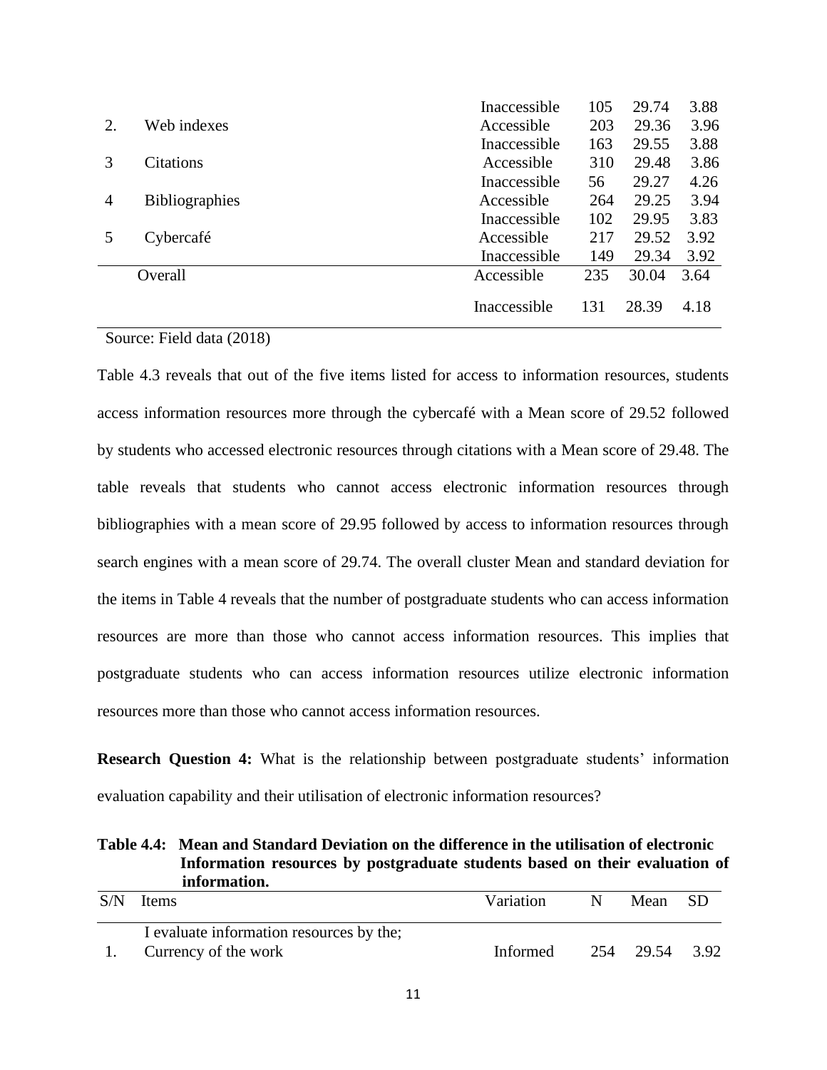| | | Inaccessible | 105 | 29.74 | 3.88 |
|---|---|---|---|---|---|
| 2. | Web indexes | Accessible | 203 | 29.36 | 3.96 |
| | | Inaccessible | 163 | 29.55 | 3.88 |
| 3 | Citations | Accessible | 310 | 29.48 | 3.86 |
| | | Inaccessible | 56 | 29.27 | 4.26 |
| 4 | Bibliographies | Accessible | 264 | 29.25 | 3.94 |
| | | Inaccessible | 102 | 29.95 | 3.83 |
| 5 | Cybercafé | Accessible | 217 | 29.52 | 3.92 |
| | | Inaccessible | 149 | 29.34 | 3.92 |
| | Overall | Accessible | 235 | 30.04 | 3.64 |
| | | Inaccessible | 131 | 28.39 | 4.18 |

Source: Field data (2018)

Table 4.3 reveals that out of the five items listed for access to information resources, students access information resources more through the cybercafé with a Mean score of 29.52 followed by students who accessed electronic resources through citations with a Mean score of 29.48. The table reveals that students who cannot access electronic information resources through bibliographies with a mean score of 29.95 followed by access to information resources through search engines with a mean score of 29.74. The overall cluster Mean and standard deviation for the items in Table 4 reveals that the number of postgraduate students who can access information resources are more than those who cannot access information resources. This implies that postgraduate students who can access information resources utilize electronic information resources more than those who cannot access information resources.

**Research Question 4:** What is the relationship between postgraduate students' information evaluation capability and their utilisation of electronic information resources?

**Table 4.4: Mean and Standard Deviation on the difference in the utilisation of electronic Information resources by postgraduate students based on their evaluation of information.**

| S/N | Items | Variation | N | Mean | SD |
|---|---|---|---|---|---|
| | I evaluate information resources by the; | | | | |
| 1. | Currency of the work | Informed | 254 | 29.54 | 3.92 |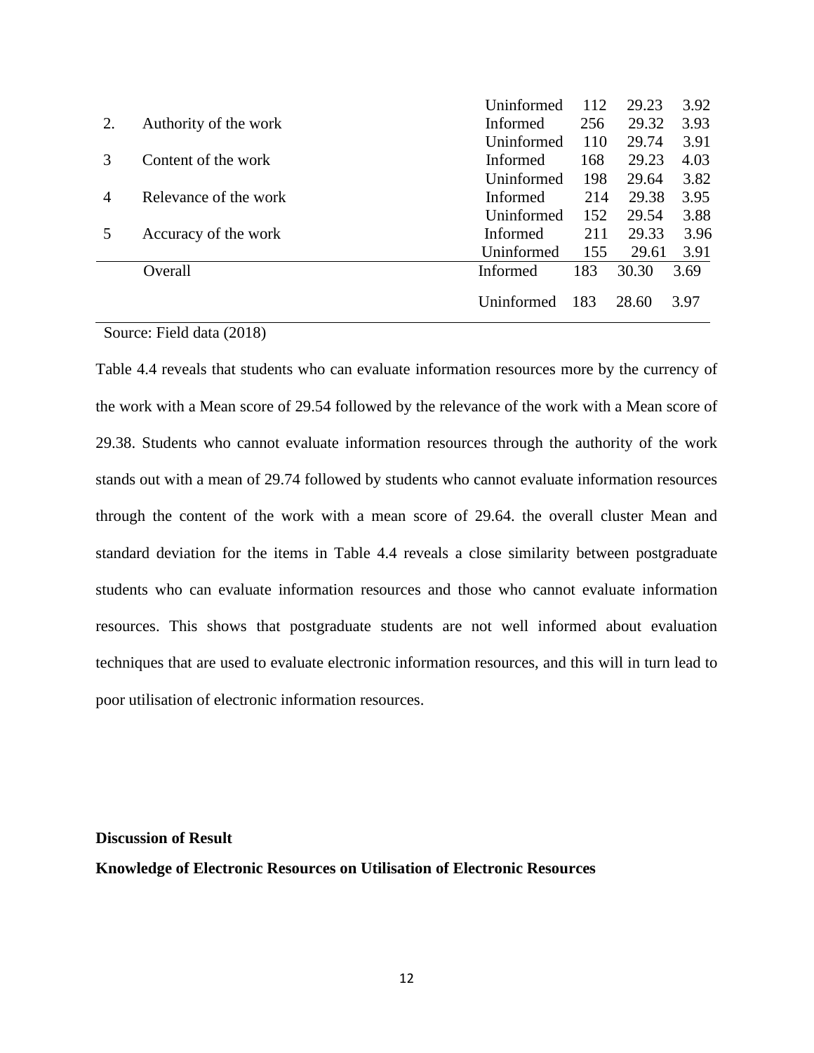| | | | | | |
|---|---|---|---|---|---|
| | | Uninformed | 112 | 29.23 | 3.92 |
| 2. | Authority of the work | Informed | 256 | 29.32 | 3.93 |
| | | Uninformed | 110 | 29.74 | 3.91 |
| 3 | Content of the work | Informed | 168 | 29.23 | 4.03 |
| | | Uninformed | 198 | 29.64 | 3.82 |
| 4 | Relevance of the work | Informed | 214 | 29.38 | 3.95 |
| | | Uninformed | 152 | 29.54 | 3.88 |
| 5 | Accuracy of the work | Informed | 211 | 29.33 | 3.96 |
| | | Uninformed | 155 | 29.61 | 3.91 |
| | Overall | Informed | 183 | 30.30 | 3.69 |
| | | Uninformed | 183 | 28.60 | 3.97 |

Source: Field data (2018)

Table 4.4 reveals that students who can evaluate information resources more by the currency of the work with a Mean score of 29.54 followed by the relevance of the work with a Mean score of 29.38. Students who cannot evaluate information resources through the authority of the work stands out with a mean of 29.74 followed by students who cannot evaluate information resources through the content of the work with a mean score of 29.64. the overall cluster Mean and standard deviation for the items in Table 4.4 reveals a close similarity between postgraduate students who can evaluate information resources and those who cannot evaluate information resources. This shows that postgraduate students are not well informed about evaluation techniques that are used to evaluate electronic information resources, and this will in turn lead to poor utilisation of electronic information resources.

**Discussion of Result**

**Knowledge of Electronic Resources on Utilisation of Electronic Resources**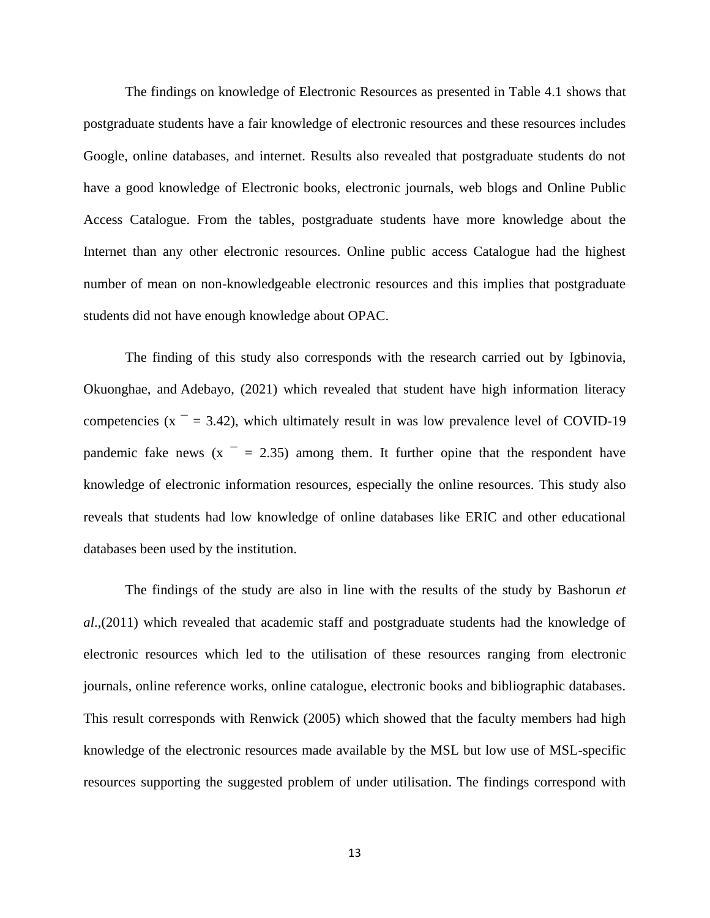The findings on knowledge of Electronic Resources as presented in Table 4.1 shows that postgraduate students have a fair knowledge of electronic resources and these resources includes Google, online databases, and internet. Results also revealed that postgraduate students do not have a good knowledge of Electronic books, electronic journals, web blogs and Online Public Access Catalogue. From the tables, postgraduate students have more knowledge about the Internet than any other electronic resources. Online public access Catalogue had the highest number of mean on non-knowledgeable electronic resources and this implies that postgraduate students did not have enough knowledge about OPAC.

The finding of this study also corresponds with the research carried out by Igbinovia, Okuonghae, and Adebayo, (2021) which revealed that student have high information literacy competencies ($\bar{x}$ = 3.42), which ultimately result in was low prevalence level of COVID-19 pandemic fake news ($\bar{x}$ = 2.35) among them. It further opine that the respondent have knowledge of electronic information resources, especially the online resources. This study also reveals that students had low knowledge of online databases like ERIC and other educational databases been used by the institution.

The findings of the study are also in line with the results of the study by Bashorun *et al*.,(2011) which revealed that academic staff and postgraduate students had the knowledge of electronic resources which led to the utilisation of these resources ranging from electronic journals, online reference works, online catalogue, electronic books and bibliographic databases. This result corresponds with Renwick (2005) which showed that the faculty members had high knowledge of the electronic resources made available by the MSL but low use of MSL-specific resources supporting the suggested problem of under utilisation. The findings correspond with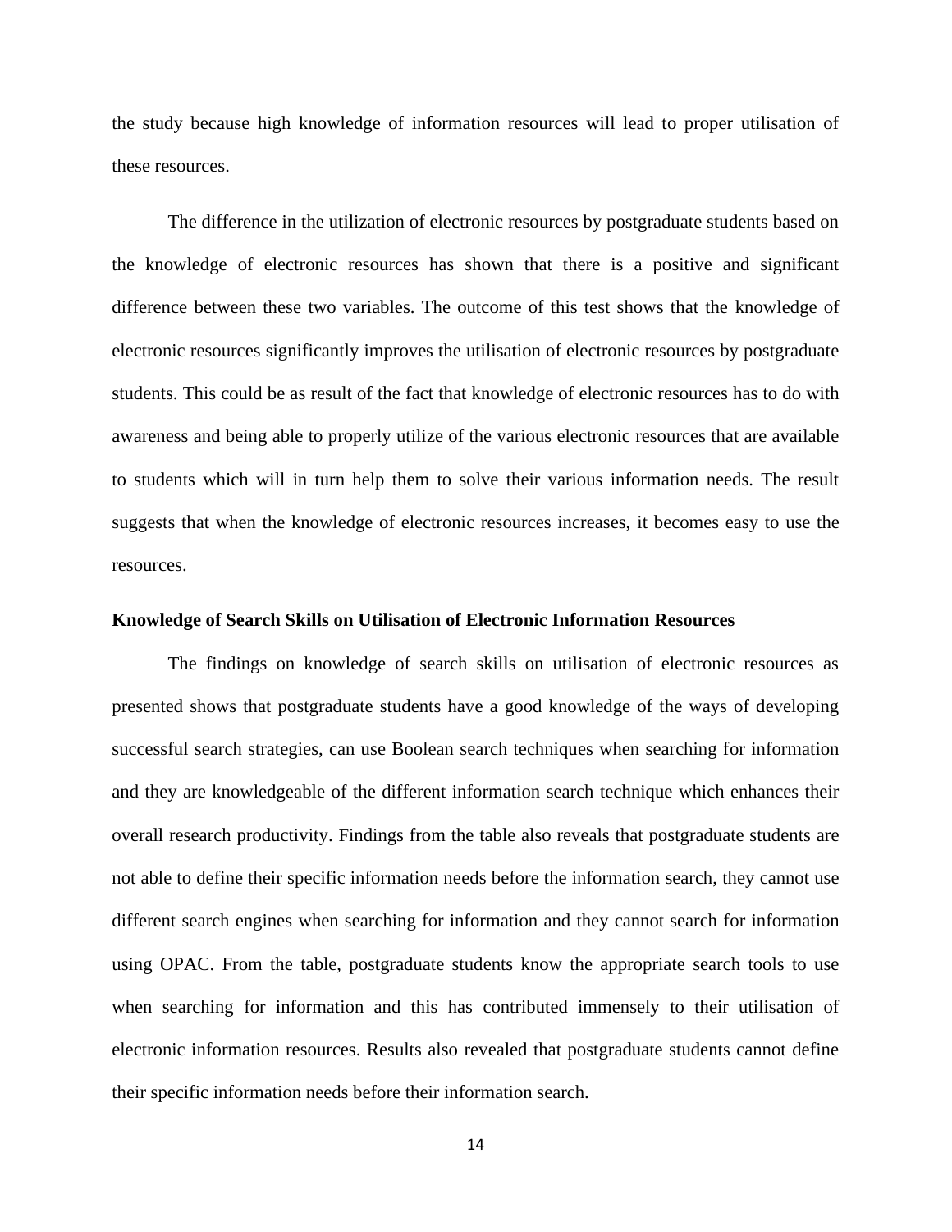the study because high knowledge of information resources will lead to proper utilisation of these resources.

The difference in the utilization of electronic resources by postgraduate students based on the knowledge of electronic resources has shown that there is a positive and significant difference between these two variables. The outcome of this test shows that the knowledge of electronic resources significantly improves the utilisation of electronic resources by postgraduate students. This could be as result of the fact that knowledge of electronic resources has to do with awareness and being able to properly utilize of the various electronic resources that are available to students which will in turn help them to solve their various information needs. The result suggests that when the knowledge of electronic resources increases, it becomes easy to use the resources.

**Knowledge of Search Skills on Utilisation of Electronic Information Resources**

The findings on knowledge of search skills on utilisation of electronic resources as presented shows that postgraduate students have a good knowledge of the ways of developing successful search strategies, can use Boolean search techniques when searching for information and they are knowledgeable of the different information search technique which enhances their overall research productivity. Findings from the table also reveals that postgraduate students are not able to define their specific information needs before the information search, they cannot use different search engines when searching for information and they cannot search for information using OPAC. From the table, postgraduate students know the appropriate search tools to use when searching for information and this has contributed immensely to their utilisation of electronic information resources. Results also revealed that postgraduate students cannot define their specific information needs before their information search.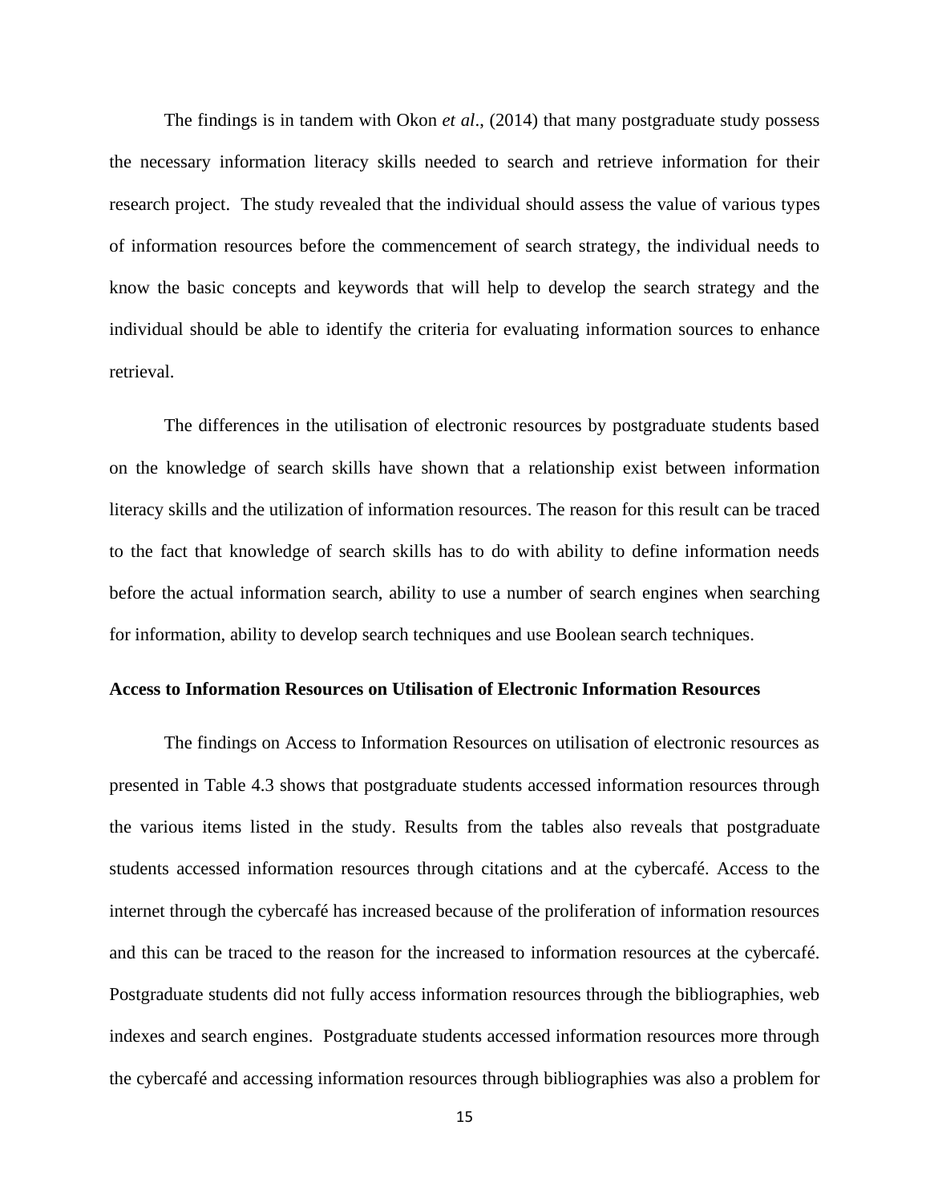The findings is in tandem with Okon *et al*., (2014) that many postgraduate study possess the necessary information literacy skills needed to search and retrieve information for their research project. The study revealed that the individual should assess the value of various types of information resources before the commencement of search strategy, the individual needs to know the basic concepts and keywords that will help to develop the search strategy and the individual should be able to identify the criteria for evaluating information sources to enhance retrieval.

The differences in the utilisation of electronic resources by postgraduate students based on the knowledge of search skills have shown that a relationship exist between information literacy skills and the utilization of information resources. The reason for this result can be traced to the fact that knowledge of search skills has to do with ability to define information needs before the actual information search, ability to use a number of search engines when searching for information, ability to develop search techniques and use Boolean search techniques.

**Access to Information Resources on Utilisation of Electronic Information Resources**

The findings on Access to Information Resources on utilisation of electronic resources as presented in Table 4.3 shows that postgraduate students accessed information resources through the various items listed in the study. Results from the tables also reveals that postgraduate students accessed information resources through citations and at the cybercafé. Access to the internet through the cybercafé has increased because of the proliferation of information resources and this can be traced to the reason for the increased to information resources at the cybercafé. Postgraduate students did not fully access information resources through the bibliographies, web indexes and search engines. Postgraduate students accessed information resources more through the cybercafé and accessing information resources through bibliographies was also a problem for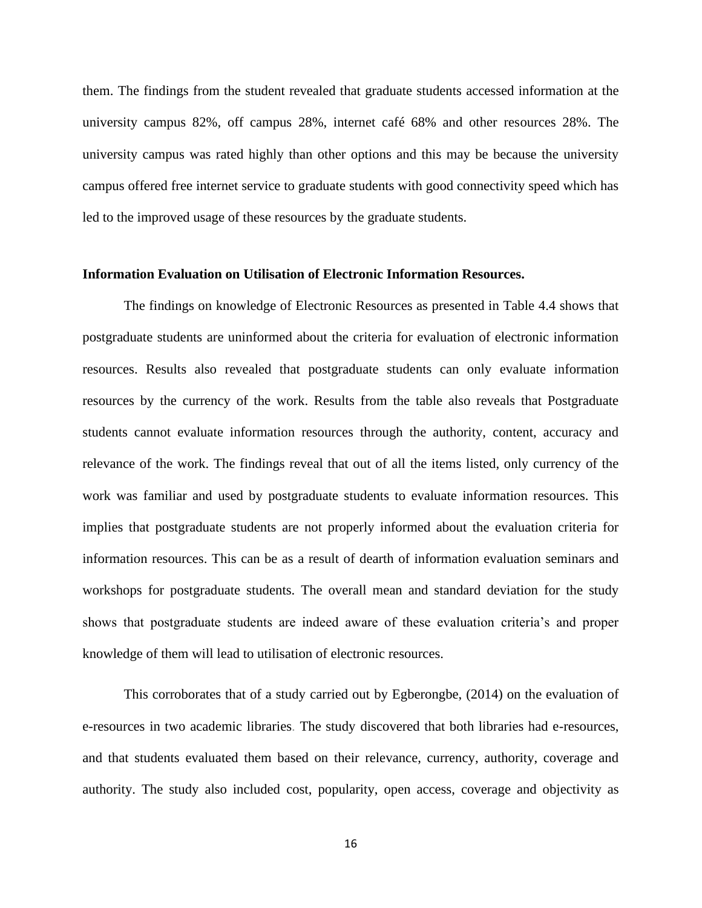them. The findings from the student revealed that graduate students accessed information at the university campus 82%, off campus 28%, internet café 68% and other resources 28%. The university campus was rated highly than other options and this may be because the university campus offered free internet service to graduate students with good connectivity speed which has led to the improved usage of these resources by the graduate students.

**Information Evaluation on Utilisation of Electronic Information Resources.**

The findings on knowledge of Electronic Resources as presented in Table 4.4 shows that postgraduate students are uninformed about the criteria for evaluation of electronic information resources. Results also revealed that postgraduate students can only evaluate information resources by the currency of the work. Results from the table also reveals that Postgraduate students cannot evaluate information resources through the authority, content, accuracy and relevance of the work. The findings reveal that out of all the items listed, only currency of the work was familiar and used by postgraduate students to evaluate information resources. This implies that postgraduate students are not properly informed about the evaluation criteria for information resources. This can be as a result of dearth of information evaluation seminars and workshops for postgraduate students. The overall mean and standard deviation for the study shows that postgraduate students are indeed aware of these evaluation criteria's and proper knowledge of them will lead to utilisation of electronic resources.

This corroborates that of a study carried out by Egberongbe, (2014) on the evaluation of e-resources in two academic libraries. The study discovered that both libraries had e-resources, and that students evaluated them based on their relevance, currency, authority, coverage and authority. The study also included cost, popularity, open access, coverage and objectivity as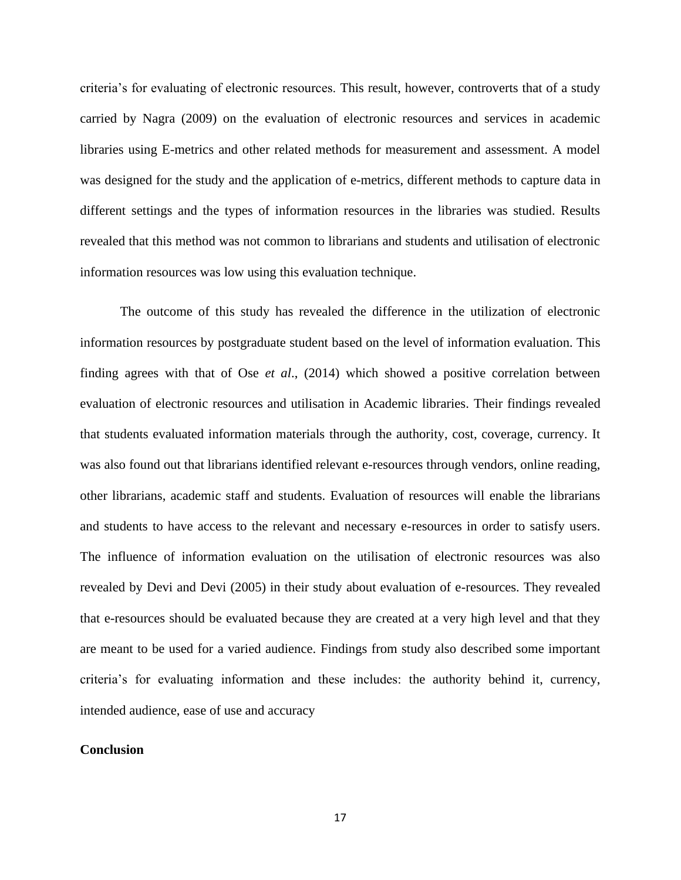criteria's for evaluating of electronic resources. This result, however, controverts that of a study carried by Nagra (2009) on the evaluation of electronic resources and services in academic libraries using E-metrics and other related methods for measurement and assessment. A model was designed for the study and the application of e-metrics, different methods to capture data in different settings and the types of information resources in the libraries was studied. Results revealed that this method was not common to librarians and students and utilisation of electronic information resources was low using this evaluation technique.

The outcome of this study has revealed the difference in the utilization of electronic information resources by postgraduate student based on the level of information evaluation. This finding agrees with that of Ose *et al*., (2014) which showed a positive correlation between evaluation of electronic resources and utilisation in Academic libraries. Their findings revealed that students evaluated information materials through the authority, cost, coverage, currency. It was also found out that librarians identified relevant e-resources through vendors, online reading, other librarians, academic staff and students. Evaluation of resources will enable the librarians and students to have access to the relevant and necessary e-resources in order to satisfy users. The influence of information evaluation on the utilisation of electronic resources was also revealed by Devi and Devi (2005) in their study about evaluation of e-resources. They revealed that e-resources should be evaluated because they are created at a very high level and that they are meant to be used for a varied audience. Findings from study also described some important criteria's for evaluating information and these includes: the authority behind it, currency, intended audience, ease of use and accuracy

**Conclusion**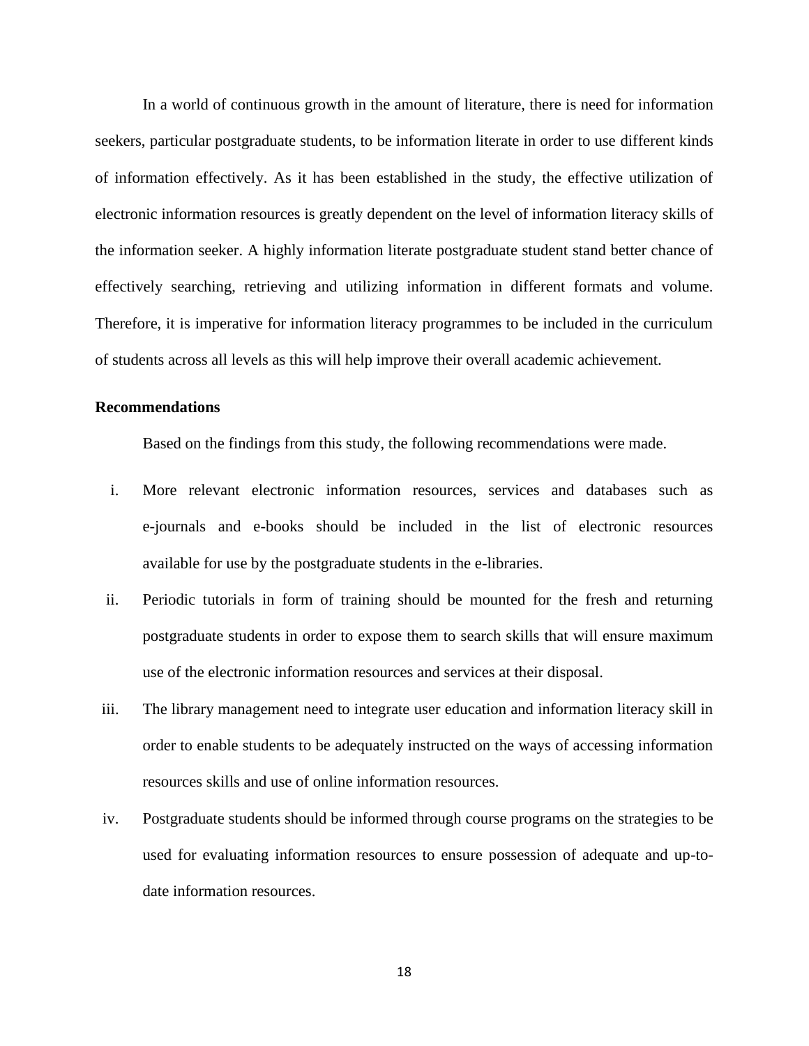In a world of continuous growth in the amount of literature, there is need for information seekers, particular postgraduate students, to be information literate in order to use different kinds of information effectively. As it has been established in the study, the effective utilization of electronic information resources is greatly dependent on the level of information literacy skills of the information seeker. A highly information literate postgraduate student stand better chance of effectively searching, retrieving and utilizing information in different formats and volume. Therefore, it is imperative for information literacy programmes to be included in the curriculum of students across all levels as this will help improve their overall academic achievement.

**Recommendations**

Based on the findings from this study, the following recommendations were made.

i. More relevant electronic information resources, services and databases such as e-journals and e-books should be included in the list of electronic resources available for use by the postgraduate students in the e-libraries.

ii. Periodic tutorials in form of training should be mounted for the fresh and returning postgraduate students in order to expose them to search skills that will ensure maximum use of the electronic information resources and services at their disposal.

iii. The library management need to integrate user education and information literacy skill in order to enable students to be adequately instructed on the ways of accessing information resources skills and use of online information resources.

iv. Postgraduate students should be informed through course programs on the strategies to be used for evaluating information resources to ensure possession of adequate and up-to-date information resources.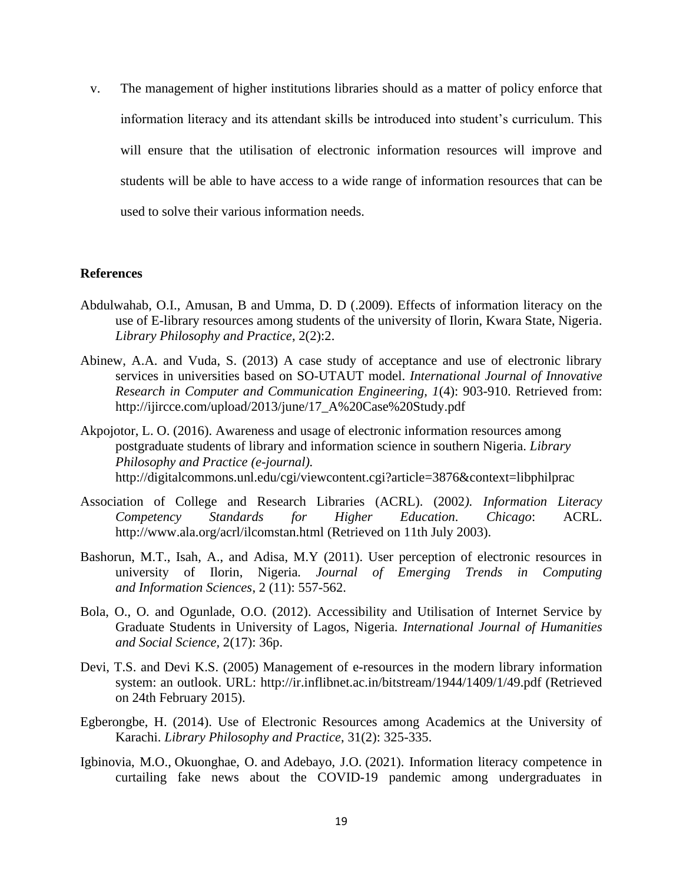v. The management of higher institutions libraries should as a matter of policy enforce that information literacy and its attendant skills be introduced into student's curriculum. This will ensure that the utilisation of electronic information resources will improve and students will be able to have access to a wide range of information resources that can be used to solve their various information needs.

## References

Abdulwahab, O.I., Amusan, B and Umma, D. D (.2009). Effects of information literacy on the use of E-library resources among students of the university of Ilorin, Kwara State, Nigeria. *Library Philosophy and Practice*, 2(2):2.

Abinew, A.A. and Vuda, S. (2013) A case study of acceptance and use of electronic library services in universities based on SO-UTAUT model. *International Journal of Innovative Research in Computer and Communication Engineering, 1*(4): 903-910. Retrieved from: http://ijircce.com/upload/2013/june/17_A%20Case%20Study.pdf

Akpojotor, L. O. (2016). Awareness and usage of electronic information resources among postgraduate students of library and information science in southern Nigeria. *Library Philosophy and Practice (e-journal).* http://digitalcommons.unl.edu/cgi/viewcontent.cgi?article=3876&context=libphilprac

Association of College and Research Libraries (ACRL). (2002*). Information Literacy Competency Standards for Higher Education*. *Chicago*: ACRL. http://www.ala.org/acrl/ilcomstan.html (Retrieved on 11th July 2003).

Bashorun, M.T., Isah, A., and Adisa, M.Y (2011). User perception of electronic resources in university of Ilorin, Nigeria. *Journal of Emerging Trends in Computing and Information Sciences*, 2 (11): 557-562.

Bola, O., O. and Ogunlade, O.O. (2012). Accessibility and Utilisation of Internet Service by Graduate Students in University of Lagos, Nigeria. *International Journal of Humanities and Social Science,* 2(17): 36p.

Devi, T.S. and Devi K.S. (2005) Management of e-resources in the modern library information system: an outlook. URL: http://ir.inflibnet.ac.in/bitstream/1944/1409/1/49.pdf (Retrieved on 24th February 2015).

Egberongbe, H. (2014). Use of Electronic Resources among Academics at the University of Karachi. *Library Philosophy and Practice*, 31(2): 325-335.

Igbinovia, M.O., Okuonghae, O. and Adebayo, J.O. (2021). Information literacy competence in curtailing fake news about the COVID-19 pandemic among undergraduates in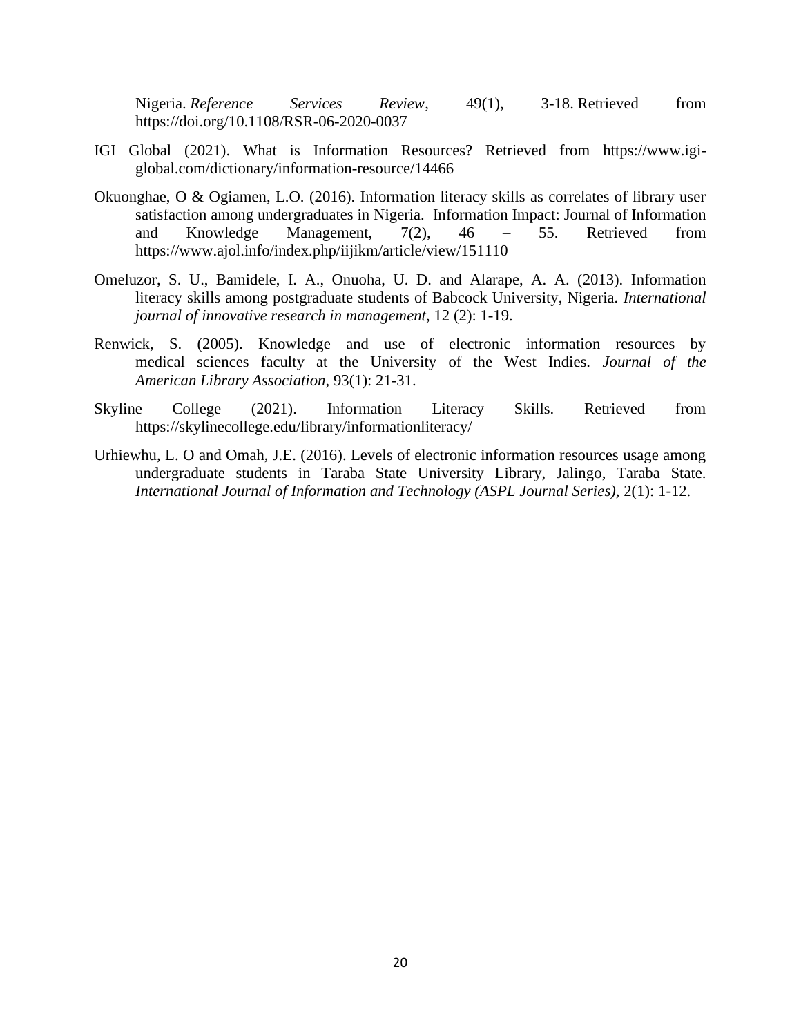Nigeria. *Reference Services Review*, 49(1), 3-18. Retrieved from https://doi.org/10.1108/RSR-06-2020-0037

IGI Global (2021). What is Information Resources? Retrieved from https://www.igi-global.com/dictionary/information-resource/14466

Okuonghae, O & Ogiamen, L.O. (2016). Information literacy skills as correlates of library user satisfaction among undergraduates in Nigeria. Information Impact: Journal of Information and Knowledge Management, 7(2), 46 – 55. Retrieved from https://www.ajol.info/index.php/iijikm/article/view/151110

Omeluzor, S. U., Bamidele, I. A., Onuoha, U. D. and Alarape, A. A. (2013). Information literacy skills among postgraduate students of Babcock University, Nigeria. *International journal of innovative research in management*, 12 (2): 1-19.

Renwick, S. (2005). Knowledge and use of electronic information resources by medical sciences faculty at the University of the West Indies. *Journal of the American Library Association*, 93(1): 21-31.

Skyline College (2021). Information Literacy Skills. Retrieved from https://skylinecollege.edu/library/informationliteracy/

Urhiewhu, L. O and Omah, J.E. (2016). Levels of electronic information resources usage among undergraduate students in Taraba State University Library, Jalingo, Taraba State. *International Journal of Information and Technology (ASPL Journal Series)*, 2(1): 1-12.